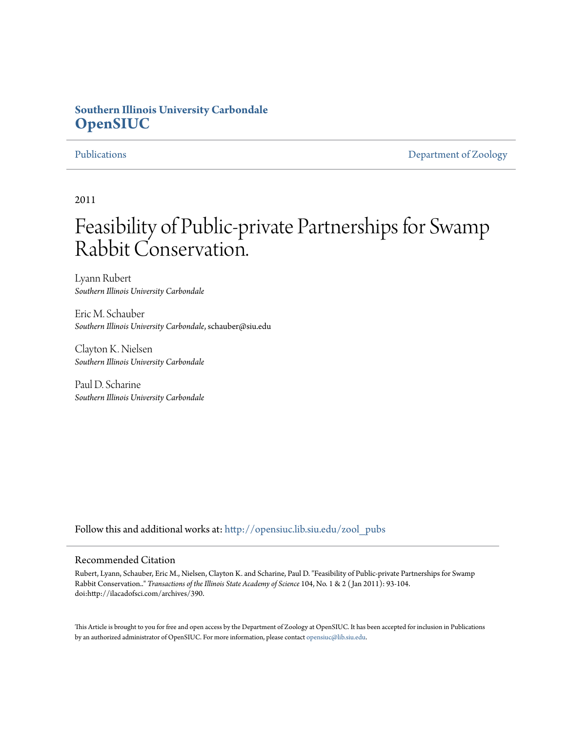**Southern Illinois University Carbondale**
**OpenSIUC**

Publications | Department of Zoology

2011

# Feasibility of Public-private Partnerships for Swamp Rabbit Conservation.

Lyann Rubert
*Southern Illinois University Carbondale*

Eric M. Schauber
*Southern Illinois University Carbondale*, schauber@siu.edu

Clayton K. Nielsen
*Southern Illinois University Carbondale*

Paul D. Scharine
*Southern Illinois University Carbondale*

Follow this and additional works at: http://opensiuc.lib.siu.edu/zool_pubs

## Recommended Citation

Rubert, Lyann, Schauber, Eric M., Nielsen, Clayton K. and Scharine, Paul D. "Feasibility of Public-private Partnerships for Swamp Rabbit Conservation.." *Transactions of the Illinois State Academy of Science* 104, No. 1 & 2 (Jan 2011): 93-104. doi:http://ilacadofsci.com/archives/390.

This Article is brought to you for free and open access by the Department of Zoology at OpenSIUC. It has been accepted for inclusion in Publications by an authorized administrator of OpenSIUC. For more information, please contact opensiuc@lib.siu.edu.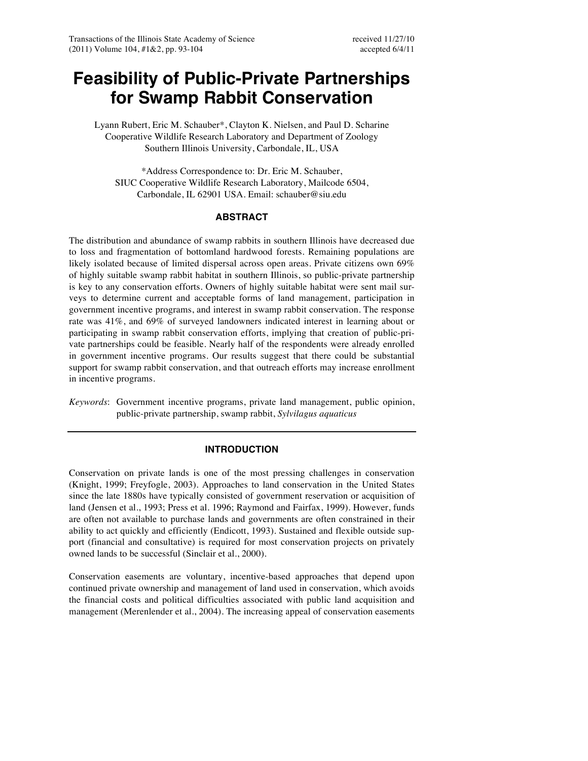# Feasibility of Public-Private Partnerships for Swamp Rabbit Conservation

Lyann Rubert, Eric M. Schauber*, Clayton K. Nielsen, and Paul D. Scharine
Cooperative Wildlife Research Laboratory and Department of Zoology
Southern Illinois University, Carbondale, IL, USA

*Address Correspondence to: Dr. Eric M. Schauber,
SIUC Cooperative Wildlife Research Laboratory, Mailcode 6504,
Carbondale, IL 62901 USA. Email: schauber@siu.edu

received 11/27/10
accepted 6/4/11

## ABSTRACT

The distribution and abundance of swamp rabbits in southern Illinois have decreased due to loss and fragmentation of bottomland hardwood forests. Remaining populations are likely isolated because of limited dispersal across open areas. Private citizens own 69% of highly suitable swamp rabbit habitat in southern Illinois, so public-private partnership is key to any conservation efforts. Owners of highly suitable habitat were sent mail surveys to determine current and acceptable forms of land management, participation in government incentive programs, and interest in swamp rabbit conservation. The response rate was 41%, and 69% of surveyed landowners indicated interest in learning about or participating in swamp rabbit conservation efforts, implying that creation of public-private partnerships could be feasible. Nearly half of the respondents were already enrolled in government incentive programs. Our results suggest that there could be substantial support for swamp rabbit conservation, and that outreach efforts may increase enrollment in incentive programs.

*Keywords*: Government incentive programs, private land management, public opinion, public-private partnership, swamp rabbit, *Sylvilagus aquaticus*

## INTRODUCTION

Conservation on private lands is one of the most pressing challenges in conservation (Knight, 1999; Freyfogle, 2003). Approaches to land conservation in the United States since the late 1880s have typically consisted of government reservation or acquisition of land (Jensen et al., 1993; Press et al. 1996; Raymond and Fairfax, 1999). However, funds are often not available to purchase lands and governments are often constrained in their ability to act quickly and efficiently (Endicott, 1993). Sustained and flexible outside support (financial and consultative) is required for most conservation projects on privately owned lands to be successful (Sinclair et al., 2000).

Conservation easements are voluntary, incentive-based approaches that depend upon continued private ownership and management of land used in conservation, which avoids the financial costs and political difficulties associated with public land acquisition and management (Merenlender et al., 2004). The increasing appeal of conservation easements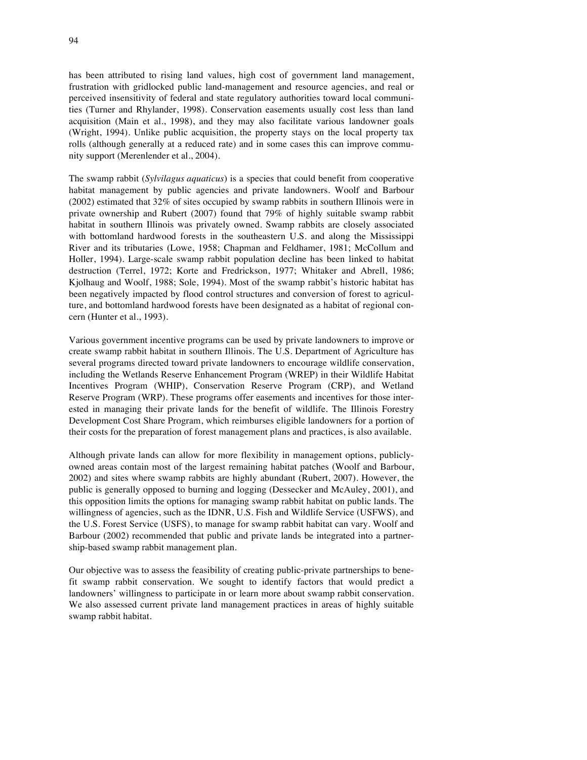has been attributed to rising land values, high cost of government land management, frustration with gridlocked public land-management and resource agencies, and real or perceived insensitivity of federal and state regulatory authorities toward local communities (Turner and Rhylander, 1998). Conservation easements usually cost less than land acquisition (Main et al., 1998), and they may also facilitate various landowner goals (Wright, 1994). Unlike public acquisition, the property stays on the local property tax rolls (although generally at a reduced rate) and in some cases this can improve community support (Merenlender et al., 2004).

The swamp rabbit (*Sylvilagus aquaticus*) is a species that could benefit from cooperative habitat management by public agencies and private landowners. Woolf and Barbour (2002) estimated that 32% of sites occupied by swamp rabbits in southern Illinois were in private ownership and Rubert (2007) found that 79% of highly suitable swamp rabbit habitat in southern Illinois was privately owned. Swamp rabbits are closely associated with bottomland hardwood forests in the southeastern U.S. and along the Mississippi River and its tributaries (Lowe, 1958; Chapman and Feldhamer, 1981; McCollum and Holler, 1994). Large-scale swamp rabbit population decline has been linked to habitat destruction (Terrel, 1972; Korte and Fredrickson, 1977; Whitaker and Abrell, 1986; Kjolhaug and Woolf, 1988; Sole, 1994). Most of the swamp rabbit's historic habitat has been negatively impacted by flood control structures and conversion of forest to agriculture, and bottomland hardwood forests have been designated as a habitat of regional concern (Hunter et al., 1993).

Various government incentive programs can be used by private landowners to improve or create swamp rabbit habitat in southern Illinois. The U.S. Department of Agriculture has several programs directed toward private landowners to encourage wildlife conservation, including the Wetlands Reserve Enhancement Program (WREP) in their Wildlife Habitat Incentives Program (WHIP), Conservation Reserve Program (CRP), and Wetland Reserve Program (WRP). These programs offer easements and incentives for those interested in managing their private lands for the benefit of wildlife. The Illinois Forestry Development Cost Share Program, which reimburses eligible landowners for a portion of their costs for the preparation of forest management plans and practices, is also available.

Although private lands can allow for more flexibility in management options, publicly-owned areas contain most of the largest remaining habitat patches (Woolf and Barbour, 2002) and sites where swamp rabbits are highly abundant (Rubert, 2007). However, the public is generally opposed to burning and logging (Dessecker and McAuley, 2001), and this opposition limits the options for managing swamp rabbit habitat on public lands. The willingness of agencies, such as the IDNR, U.S. Fish and Wildlife Service (USFWS), and the U.S. Forest Service (USFS), to manage for swamp rabbit habitat can vary. Woolf and Barbour (2002) recommended that public and private lands be integrated into a partnership-based swamp rabbit management plan.

Our objective was to assess the feasibility of creating public-private partnerships to benefit swamp rabbit conservation. We sought to identify factors that would predict a landowners' willingness to participate in or learn more about swamp rabbit conservation. We also assessed current private land management practices in areas of highly suitable swamp rabbit habitat.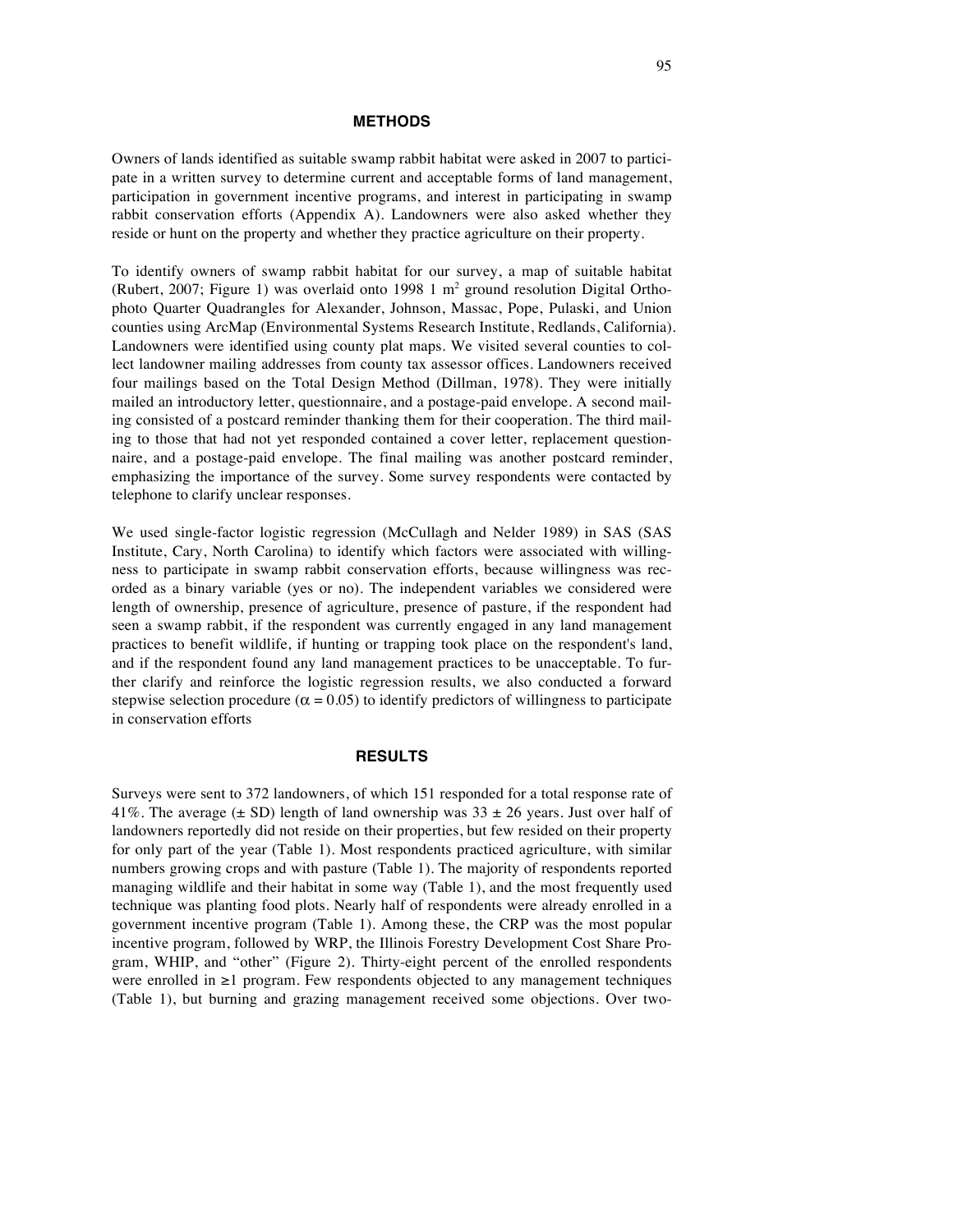## METHODS

Owners of lands identified as suitable swamp rabbit habitat were asked in 2007 to participate in a written survey to determine current and acceptable forms of land management, participation in government incentive programs, and interest in participating in swamp rabbit conservation efforts (Appendix A). Landowners were also asked whether they reside or hunt on the property and whether they practice agriculture on their property.

To identify owners of swamp rabbit habitat for our survey, a map of suitable habitat (Rubert, 2007; Figure 1) was overlaid onto 1998 1 $m^2$ ground resolution Digital Orthophoto Quarter Quadrangles for Alexander, Johnson, Massac, Pope, Pulaski, and Union counties using ArcMap (Environmental Systems Research Institute, Redlands, California). Landowners were identified using county plat maps. We visited several counties to collect landowner mailing addresses from county tax assessor offices. Landowners received four mailings based on the Total Design Method (Dillman, 1978). They were initially mailed an introductory letter, questionnaire, and a postage-paid envelope. A second mailing consisted of a postcard reminder thanking them for their cooperation. The third mailing to those that had not yet responded contained a cover letter, replacement questionnaire, and a postage-paid envelope. The final mailing was another postcard reminder, emphasizing the importance of the survey. Some survey respondents were contacted by telephone to clarify unclear responses.

We used single-factor logistic regression (McCullagh and Nelder 1989) in SAS (SAS Institute, Cary, North Carolina) to identify which factors were associated with willingness to participate in swamp rabbit conservation efforts, because willingness was recorded as a binary variable (yes or no). The independent variables we considered were length of ownership, presence of agriculture, presence of pasture, if the respondent had seen a swamp rabbit, if the respondent was currently engaged in any land management practices to benefit wildlife, if hunting or trapping took place on the respondent's land, and if the respondent found any land management practices to be unacceptable. To further clarify and reinforce the logistic regression results, we also conducted a forward stepwise selection procedure ($\alpha = 0.05$) to identify predictors of willingness to participate in conservation efforts

## RESULTS

Surveys were sent to 372 landowners, of which 151 responded for a total response rate of 41%. The average ($\pm$ SD) length of land ownership was $33 \pm 26$ years. Just over half of landowners reportedly did not reside on their properties, but few resided on their property for only part of the year (Table 1). Most respondents practiced agriculture, with similar numbers growing crops and with pasture (Table 1). The majority of respondents reported managing wildlife and their habitat in some way (Table 1), and the most frequently used technique was planting food plots. Nearly half of respondents were already enrolled in a government incentive program (Table 1). Among these, the CRP was the most popular incentive program, followed by WRP, the Illinois Forestry Development Cost Share Program, WHIP, and "other" (Figure 2). Thirty-eight percent of the enrolled respondents were enrolled in $\geq$1 program. Few respondents objected to any management techniques (Table 1), but burning and grazing management received some objections. Over two-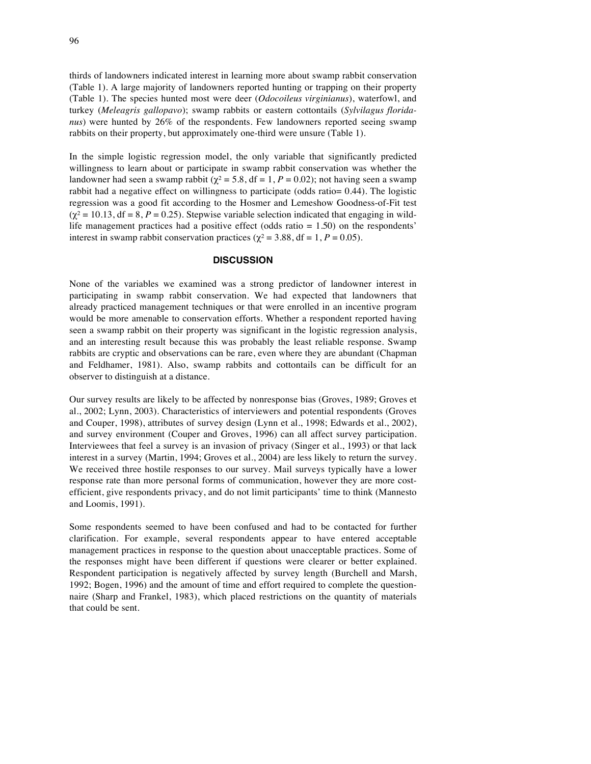thirds of landowners indicated interest in learning more about swamp rabbit conservation (Table 1). A large majority of landowners reported hunting or trapping on their property (Table 1). The species hunted most were deer (*Odocoileus virginianus*), waterfowl, and turkey (*Meleagris gallopavo*); swamp rabbits or eastern cottontails (*Sylvilagus floridanus*) were hunted by 26% of the respondents. Few landowners reported seeing swamp rabbits on their property, but approximately one-third were unsure (Table 1).

In the simple logistic regression model, the only variable that significantly predicted willingness to learn about or participate in swamp rabbit conservation was whether the landowner had seen a swamp rabbit ($\chi^2 = 5.8$, df = 1, $P = 0.02$); not having seen a swamp rabbit had a negative effect on willingness to participate (odds ratio= 0.44). The logistic regression was a good fit according to the Hosmer and Lemeshow Goodness-of-Fit test ($\chi^2 = 10.13$, df = 8, $P = 0.25$). Stepwise variable selection indicated that engaging in wildlife management practices had a positive effect (odds ratio = 1.50) on the respondents' interest in swamp rabbit conservation practices ($\chi^2 = 3.88$, df = 1, $P = 0.05$).

## DISCUSSION

None of the variables we examined was a strong predictor of landowner interest in participating in swamp rabbit conservation. We had expected that landowners that already practiced management techniques or that were enrolled in an incentive program would be more amenable to conservation efforts. Whether a respondent reported having seen a swamp rabbit on their property was significant in the logistic regression analysis, and an interesting result because this was probably the least reliable response. Swamp rabbits are cryptic and observations can be rare, even where they are abundant (Chapman and Feldhamer, 1981). Also, swamp rabbits and cottontails can be difficult for an observer to distinguish at a distance.

Our survey results are likely to be affected by nonresponse bias (Groves, 1989; Groves et al., 2002; Lynn, 2003). Characteristics of interviewers and potential respondents (Groves and Couper, 1998), attributes of survey design (Lynn et al., 1998; Edwards et al., 2002), and survey environment (Couper and Groves, 1996) can all affect survey participation. Interviewees that feel a survey is an invasion of privacy (Singer et al., 1993) or that lack interest in a survey (Martin, 1994; Groves et al., 2004) are less likely to return the survey. We received three hostile responses to our survey. Mail surveys typically have a lower response rate than more personal forms of communication, however they are more cost-efficient, give respondents privacy, and do not limit participants' time to think (Mannesto and Loomis, 1991).

Some respondents seemed to have been confused and had to be contacted for further clarification. For example, several respondents appear to have entered acceptable management practices in response to the question about unacceptable practices. Some of the responses might have been different if questions were clearer or better explained. Respondent participation is negatively affected by survey length (Burchell and Marsh, 1992; Bogen, 1996) and the amount of time and effort required to complete the questionnaire (Sharp and Frankel, 1983), which placed restrictions on the quantity of materials that could be sent.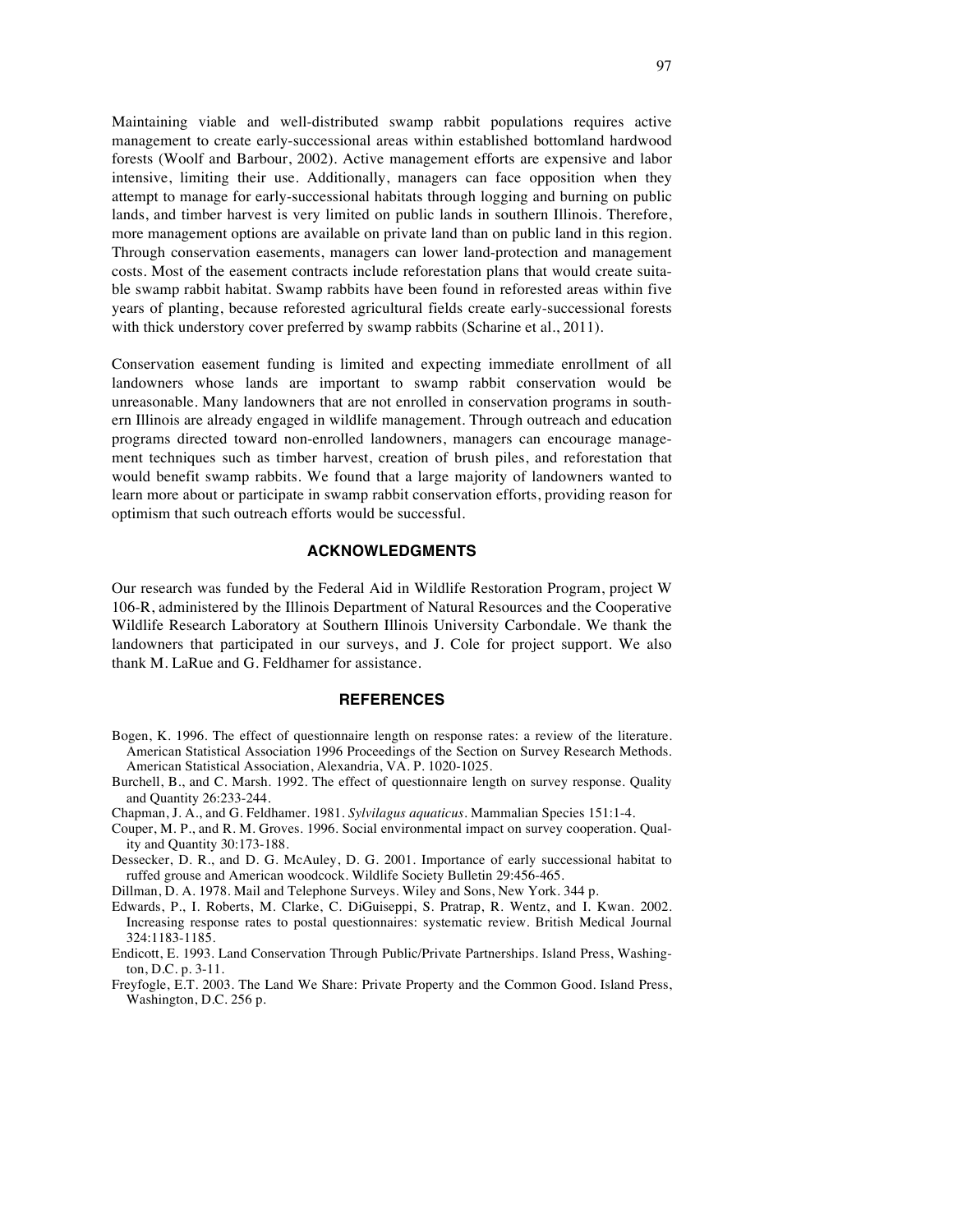Maintaining viable and well-distributed swamp rabbit populations requires active management to create early-successional areas within established bottomland hardwood forests (Woolf and Barbour, 2002). Active management efforts are expensive and labor intensive, limiting their use. Additionally, managers can face opposition when they attempt to manage for early-successional habitats through logging and burning on public lands, and timber harvest is very limited on public lands in southern Illinois. Therefore, more management options are available on private land than on public land in this region. Through conservation easements, managers can lower land-protection and management costs. Most of the easement contracts include reforestation plans that would create suitable swamp rabbit habitat. Swamp rabbits have been found in reforested areas within five years of planting, because reforested agricultural fields create early-successional forests with thick understory cover preferred by swamp rabbits (Scharine et al., 2011).

Conservation easement funding is limited and expecting immediate enrollment of all landowners whose lands are important to swamp rabbit conservation would be unreasonable. Many landowners that are not enrolled in conservation programs in southern Illinois are already engaged in wildlife management. Through outreach and education programs directed toward non-enrolled landowners, managers can encourage management techniques such as timber harvest, creation of brush piles, and reforestation that would benefit swamp rabbits. We found that a large majority of landowners wanted to learn more about or participate in swamp rabbit conservation efforts, providing reason for optimism that such outreach efforts would be successful.

## ACKNOWLEDGMENTS

Our research was funded by the Federal Aid in Wildlife Restoration Program, project W 106-R, administered by the Illinois Department of Natural Resources and the Cooperative Wildlife Research Laboratory at Southern Illinois University Carbondale. We thank the landowners that participated in our surveys, and J. Cole for project support. We also thank M. LaRue and G. Feldhamer for assistance.

## REFERENCES

Bogen, K. 1996. The effect of questionnaire length on response rates: a review of the literature. American Statistical Association 1996 Proceedings of the Section on Survey Research Methods. American Statistical Association, Alexandria, VA. P. 1020-1025.

Burchell, B., and C. Marsh. 1992. The effect of questionnaire length on survey response. Quality and Quantity 26:233-244.

Chapman, J. A., and G. Feldhamer. 1981. *Sylvilagus aquaticus*. Mammalian Species 151:1-4.

Couper, M. P., and R. M. Groves. 1996. Social environmental impact on survey cooperation. Quality and Quantity 30:173-188.

Dessecker, D. R., and D. G. McAuley, D. G. 2001. Importance of early successional habitat to ruffed grouse and American woodcock. Wildlife Society Bulletin 29:456-465.

Dillman, D. A. 1978. Mail and Telephone Surveys. Wiley and Sons, New York. 344 p.

Edwards, P., I. Roberts, M. Clarke, C. DiGuiseppi, S. Pratrap, R. Wentz, and I. Kwan. 2002. Increasing response rates to postal questionnaires: systematic review. British Medical Journal 324:1183-1185.

Endicott, E. 1993. Land Conservation Through Public/Private Partnerships. Island Press, Washington, D.C. p. 3-11.

Freyfogle, E.T. 2003. The Land We Share: Private Property and the Common Good. Island Press, Washington, D.C. 256 p.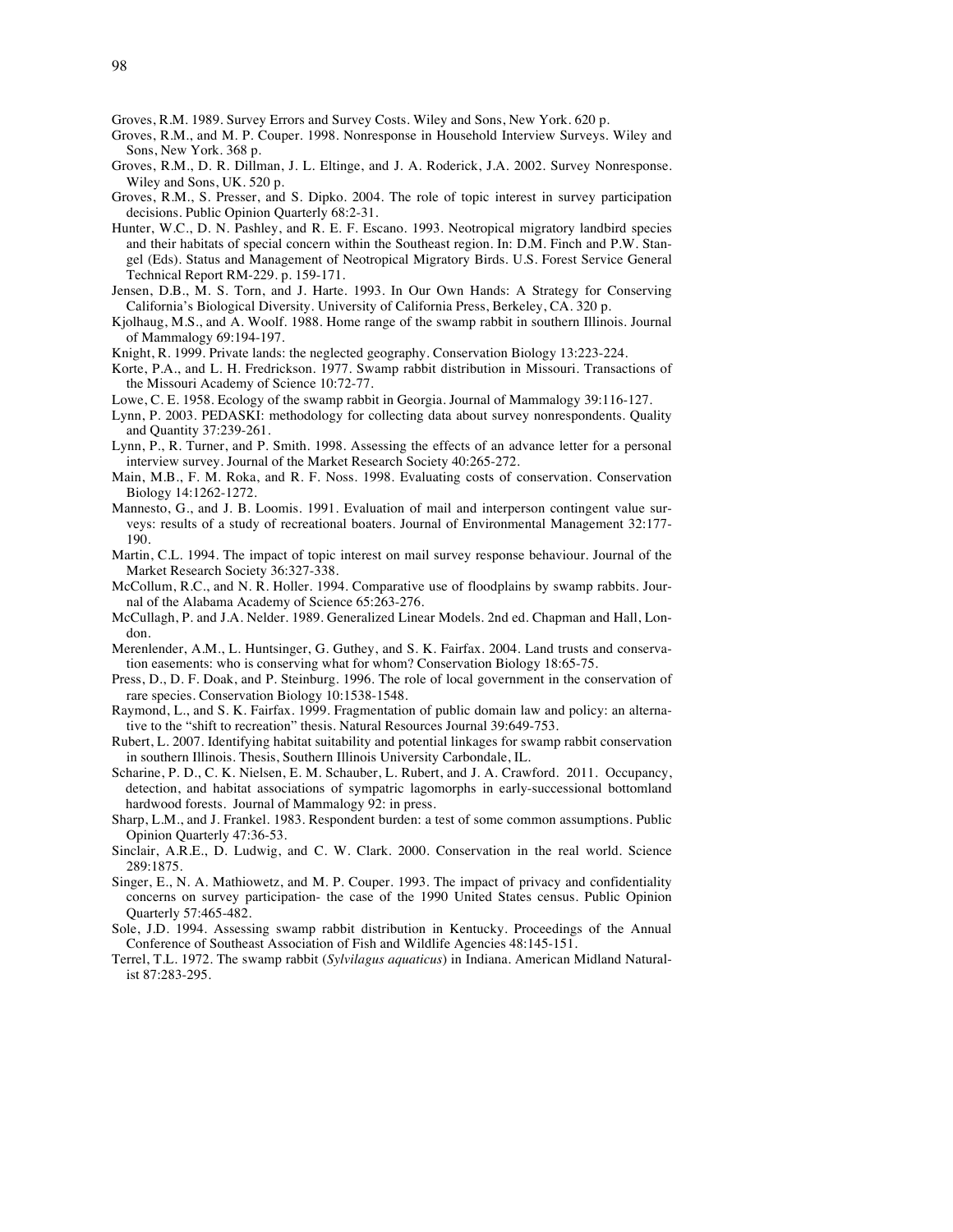Groves, R.M. 1989. Survey Errors and Survey Costs. Wiley and Sons, New York. 620 p.

Groves, R.M., and M. P. Couper. 1998. Nonresponse in Household Interview Surveys. Wiley and Sons, New York. 368 p.

Groves, R.M., D. R. Dillman, J. L. Eltinge, and J. A. Roderick, J.A. 2002. Survey Nonresponse. Wiley and Sons, UK. 520 p.

Groves, R.M., S. Presser, and S. Dipko. 2004. The role of topic interest in survey participation decisions. Public Opinion Quarterly 68:2-31.

Hunter, W.C., D. N. Pashley, and R. E. F. Escano. 1993. Neotropical migratory landbird species and their habitats of special concern within the Southeast region. In: D.M. Finch and P.W. Stangel (Eds). Status and Management of Neotropical Migratory Birds. U.S. Forest Service General Technical Report RM-229. p. 159-171.

Jensen, D.B., M. S. Torn, and J. Harte. 1993. In Our Own Hands: A Strategy for Conserving California's Biological Diversity. University of California Press, Berkeley, CA. 320 p.

Kjolhaug, M.S., and A. Woolf. 1988. Home range of the swamp rabbit in southern Illinois. Journal of Mammalogy 69:194-197.

Knight, R. 1999. Private lands: the neglected geography. Conservation Biology 13:223-224.

Korte, P.A., and L. H. Fredrickson. 1977. Swamp rabbit distribution in Missouri. Transactions of the Missouri Academy of Science 10:72-77.

Lowe, C. E. 1958. Ecology of the swamp rabbit in Georgia. Journal of Mammalogy 39:116-127.

Lynn, P. 2003. PEDASKI: methodology for collecting data about survey nonrespondents. Quality and Quantity 37:239-261.

Lynn, P., R. Turner, and P. Smith. 1998. Assessing the effects of an advance letter for a personal interview survey. Journal of the Market Research Society 40:265-272.

Main, M.B., F. M. Roka, and R. F. Noss. 1998. Evaluating costs of conservation. Conservation Biology 14:1262-1272.

Mannesto, G., and J. B. Loomis. 1991. Evaluation of mail and interperson contingent value surveys: results of a study of recreational boaters. Journal of Environmental Management 32:177-190.

Martin, C.L. 1994. The impact of topic interest on mail survey response behaviour. Journal of the Market Research Society 36:327-338.

McCollum, R.C., and N. R. Holler. 1994. Comparative use of floodplains by swamp rabbits. Journal of the Alabama Academy of Science 65:263-276.

McCullagh, P. and J.A. Nelder. 1989. Generalized Linear Models. 2nd ed. Chapman and Hall, London.

Merenlender, A.M., L. Huntsinger, G. Guthey, and S. K. Fairfax. 2004. Land trusts and conservation easements: who is conserving what for whom? Conservation Biology 18:65-75.

Press, D., D. F. Doak, and P. Steinburg. 1996. The role of local government in the conservation of rare species. Conservation Biology 10:1538-1548.

Raymond, L., and S. K. Fairfax. 1999. Fragmentation of public domain law and policy: an alternative to the "shift to recreation" thesis. Natural Resources Journal 39:649-753.

Rubert, L. 2007. Identifying habitat suitability and potential linkages for swamp rabbit conservation in southern Illinois. Thesis, Southern Illinois University Carbondale, IL.

Scharine, P. D., C. K. Nielsen, E. M. Schauber, L. Rubert, and J. A. Crawford. 2011. Occupancy, detection, and habitat associations of sympatric lagomorphs in early-successional bottomland hardwood forests. Journal of Mammalogy 92: in press.

Sharp, L.M., and J. Frankel. 1983. Respondent burden: a test of some common assumptions. Public Opinion Quarterly 47:36-53.

Sinclair, A.R.E., D. Ludwig, and C. W. Clark. 2000. Conservation in the real world. Science 289:1875.

Singer, E., N. A. Mathiowetz, and M. P. Couper. 1993. The impact of privacy and confidentiality concerns on survey participation- the case of the 1990 United States census. Public Opinion Quarterly 57:465-482.

Sole, J.D. 1994. Assessing swamp rabbit distribution in Kentucky. Proceedings of the Annual Conference of Southeast Association of Fish and Wildlife Agencies 48:145-151.

Terrel, T.L. 1972. The swamp rabbit (*Sylvilagus aquaticus*) in Indiana. American Midland Naturalist 87:283-295.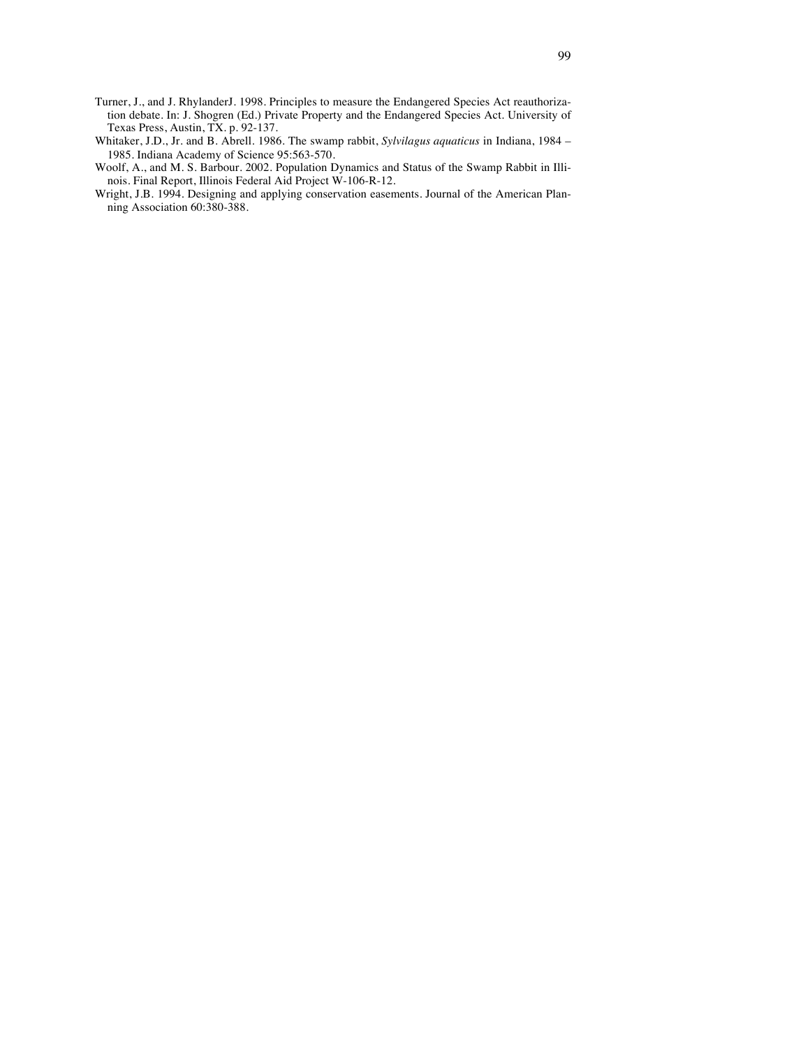Turner, J., and J. RhylanderJ. 1998. Principles to measure the Endangered Species Act reauthorization debate. In: J. Shogren (Ed.) Private Property and the Endangered Species Act. University of Texas Press, Austin, TX. p. 92-137.

Whitaker, J.D., Jr. and B. Abrell. 1986. The swamp rabbit, *Sylvilagus aquaticus* in Indiana, 1984 – 1985. Indiana Academy of Science 95:563-570.

Woolf, A., and M. S. Barbour. 2002. Population Dynamics and Status of the Swamp Rabbit in Illinois. Final Report, Illinois Federal Aid Project W-106-R-12.

Wright, J.B. 1994. Designing and applying conservation easements. Journal of the American Planning Association 60:380-388.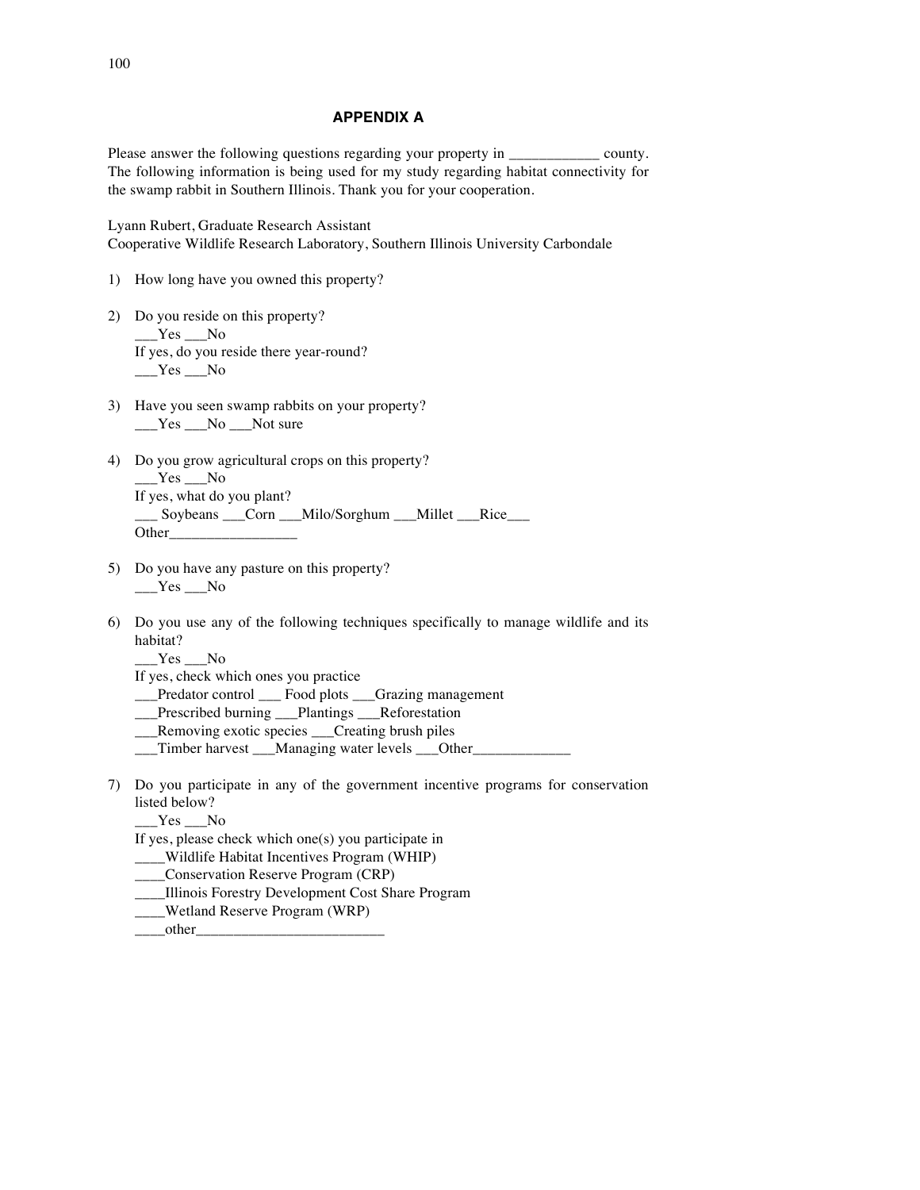## APPENDIX A

Please answer the following questions regarding your property in ____________ county. The following information is being used for my study regarding habitat connectivity for the swamp rabbit in Southern Illinois. Thank you for your cooperation.

Lyann Rubert, Graduate Research Assistant
Cooperative Wildlife Research Laboratory, Southern Illinois University Carbondale

1) How long have you owned this property?

2) Do you reside on this property?
   ___Yes ___No
   If yes, do you reside there year-round?
   ___Yes ___No

3) Have you seen swamp rabbits on your property?
   ___Yes ___No ___Not sure

4) Do you grow agricultural crops on this property?
   ___Yes ___No
   If yes, what do you plant?
   ___ Soybeans ___Corn ___Milo/Sorghum ___Millet ___Rice___
   Other_________________

5) Do you have any pasture on this property?
   ___Yes ___No

6) Do you use any of the following techniques specifically to manage wildlife and its habitat?
   ___Yes ___No
   If yes, check which ones you practice
   ___Predator control ___ Food plots ___Grazing management
   ___Prescribed burning ___Plantings ___Reforestation
   ___Removing exotic species ___Creating brush piles
   ___Timber harvest ___Managing water levels ___Other_____________

7) Do you participate in any of the government incentive programs for conservation listed below?
   ___Yes ___No
   If yes, please check which one(s) you participate in
   ____Wildlife Habitat Incentives Program (WHIP)
   ____Conservation Reserve Program (CRP)
   ____Illinois Forestry Development Cost Share Program
   ____Wetland Reserve Program (WRP)
   ____other_________________________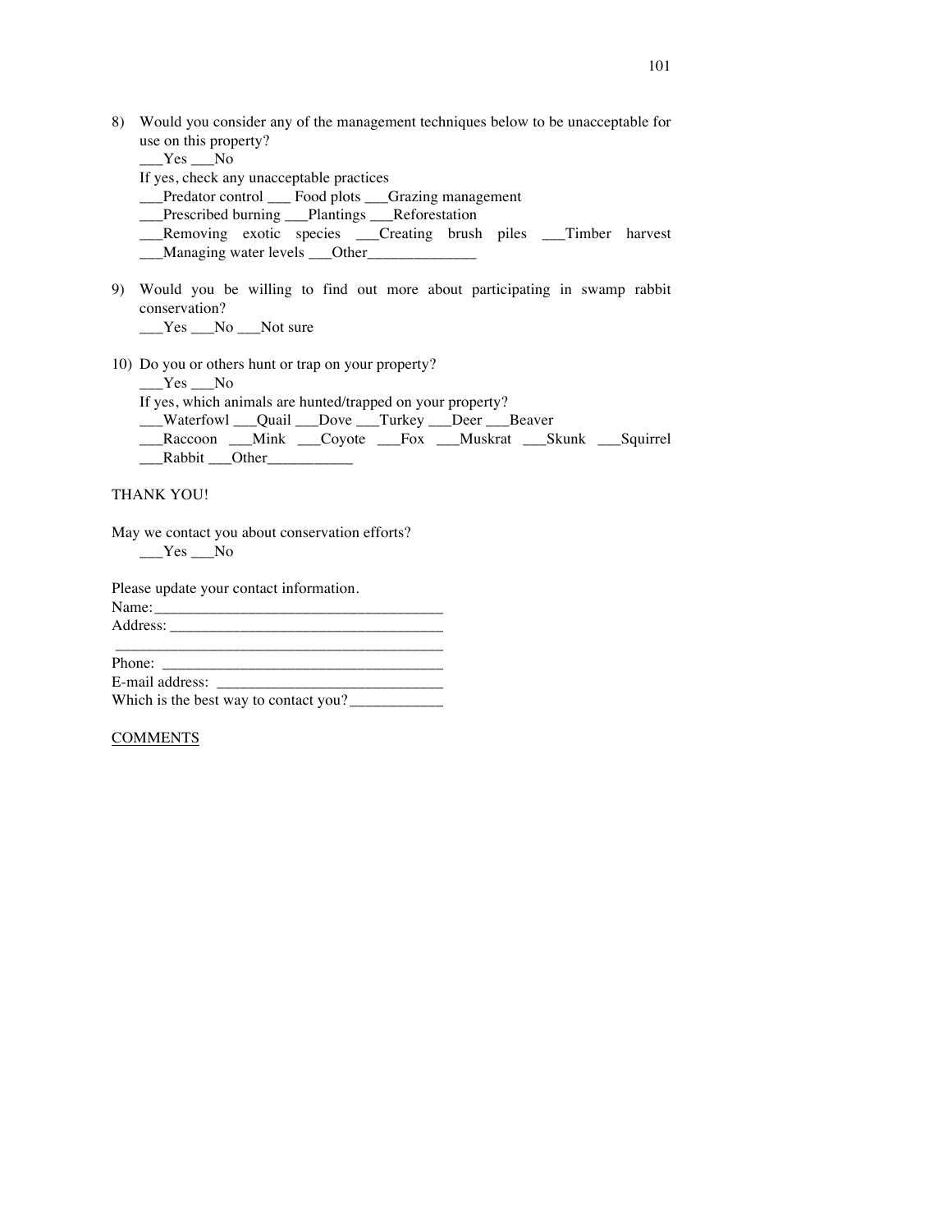8) Would you consider any of the management techniques below to be unacceptable for use on this property?
   ___Yes ___No
   If yes, check any unacceptable practices
   ___Predator control ___ Food plots ___Grazing management
   ___Prescribed burning ___Plantings ___Reforestation
   ___Removing exotic species ___Creating brush piles ___Timber harvest
   ___Managing water levels ___Other______________

9) Would you be willing to find out more about participating in swamp rabbit conservation?
   ___Yes ___No ___Not sure

10) Do you or others hunt or trap on your property?
   ___Yes ___No
   If yes, which animals are hunted/trapped on your property?
   ___Waterfowl ___Quail ___Dove ___Turkey ___Deer ___Beaver
   ___Raccoon ___Mink ___Coyote ___Fox ___Muskrat ___Skunk ___Squirrel
   ___Rabbit ___Other___________

THANK YOU!

May we contact you about conservation efforts?
   ___Yes ___No

Please update your contact information.
Name:_____________________________________
Address: ___________________________________
_________________________________________
Phone: ____________________________________
E-mail address: ______________________________
Which is the best way to contact you?____________

COMMENTS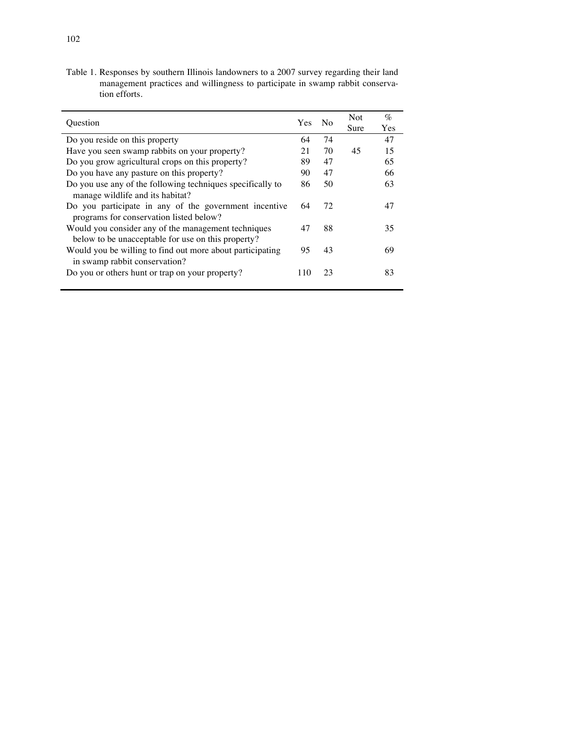Table 1. Responses by southern Illinois landowners to a 2007 survey regarding their land management practices and willingness to participate in swamp rabbit conservation efforts.

| Question | Yes | No | Not Sure | % Yes |
|---|---|---|---|---|
| Do you reside on this property | 64 | 74 | | 47 |
| Have you seen swamp rabbits on your property? | 21 | 70 | 45 | 15 |
| Do you grow agricultural crops on this property? | 89 | 47 | | 65 |
| Do you have any pasture on this property? | 90 | 47 | | 66 |
| Do you use any of the following techniques specifically to manage wildlife and its habitat? | 86 | 50 | | 63 |
| Do you participate in any of the government incentive programs for conservation listed below? | 64 | 72 | | 47 |
| Would you consider any of the management techniques below to be unacceptable for use on this property? | 47 | 88 | | 35 |
| Would you be willing to find out more about participating in swamp rabbit conservation? | 95 | 43 | | 69 |
| Do you or others hunt or trap on your property? | 110 | 23 | | 83 |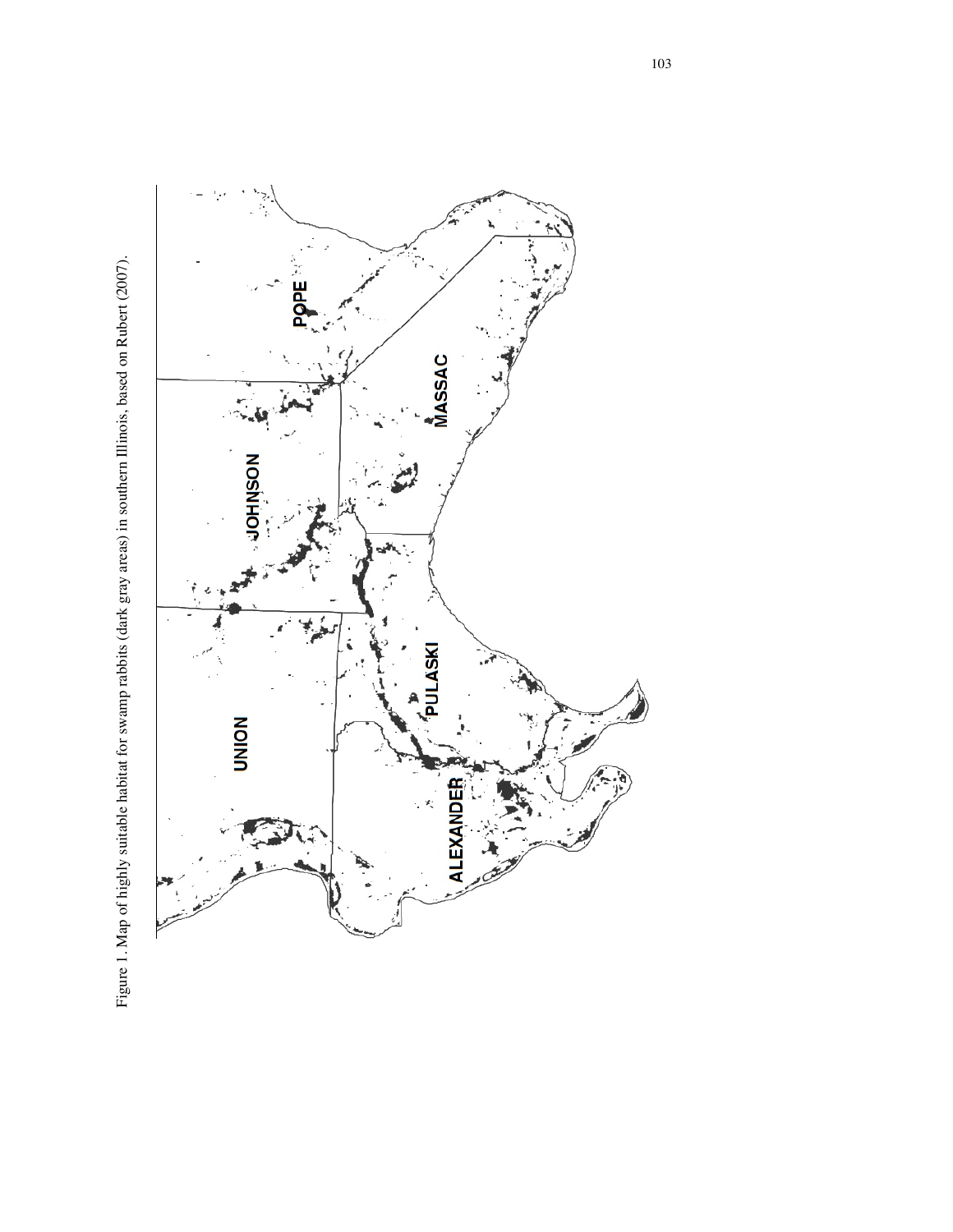Figure 1. Map of highly suitable habitat for swamp rabbits (dark gray areas) in southern Illinois, based on Rubert (2007).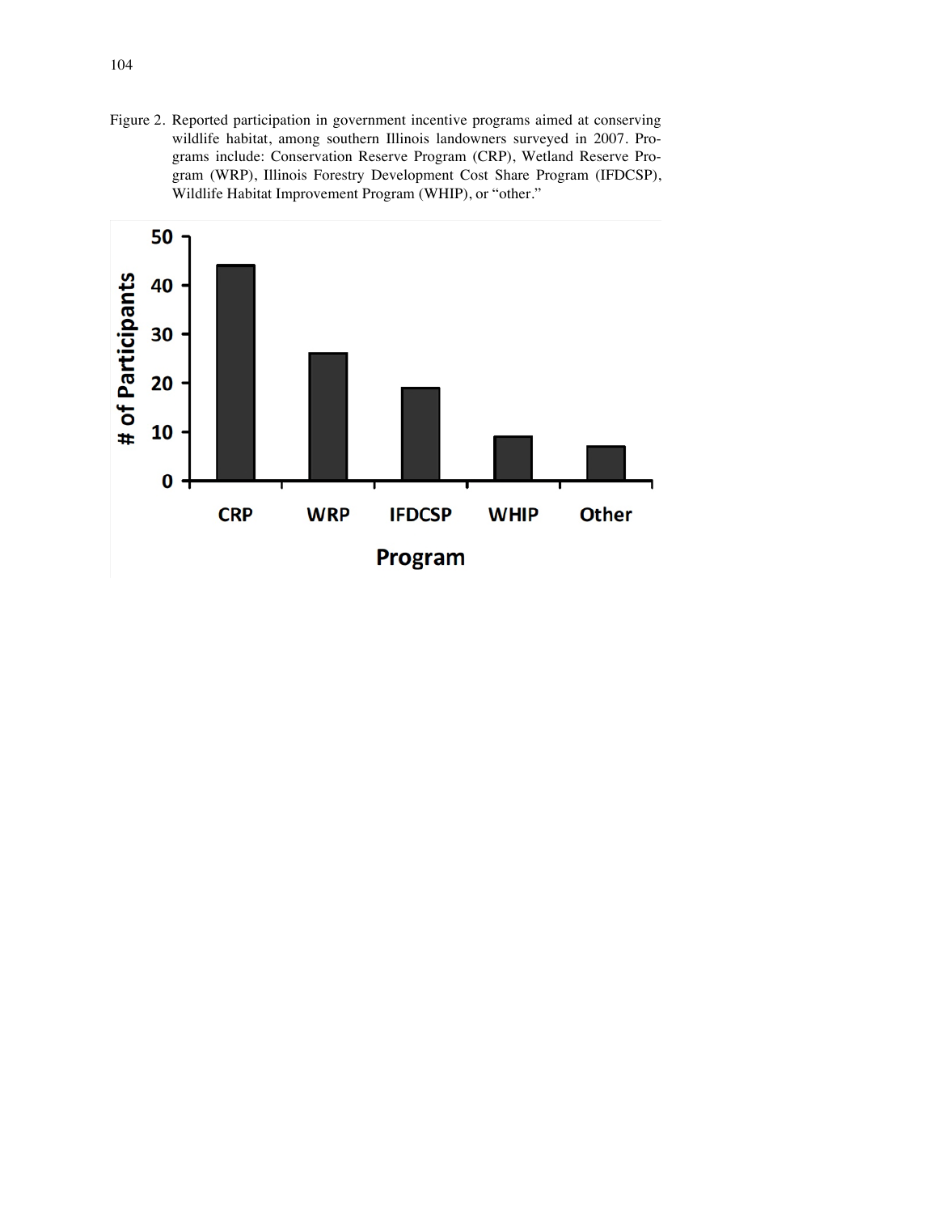Figure 2. Reported participation in government incentive programs aimed at conserving wildlife habitat, among southern Illinois landowners surveyed in 2007. Programs include: Conservation Reserve Program (CRP), Wetland Reserve Program (WRP), Illinois Forestry Development Cost Share Program (IFDCSP), Wildlife Habitat Improvement Program (WHIP), or "other."

# of Participants

50
40
30
20
10
0

CRP
WRP
IFDCSP
WHIP
Other

Program